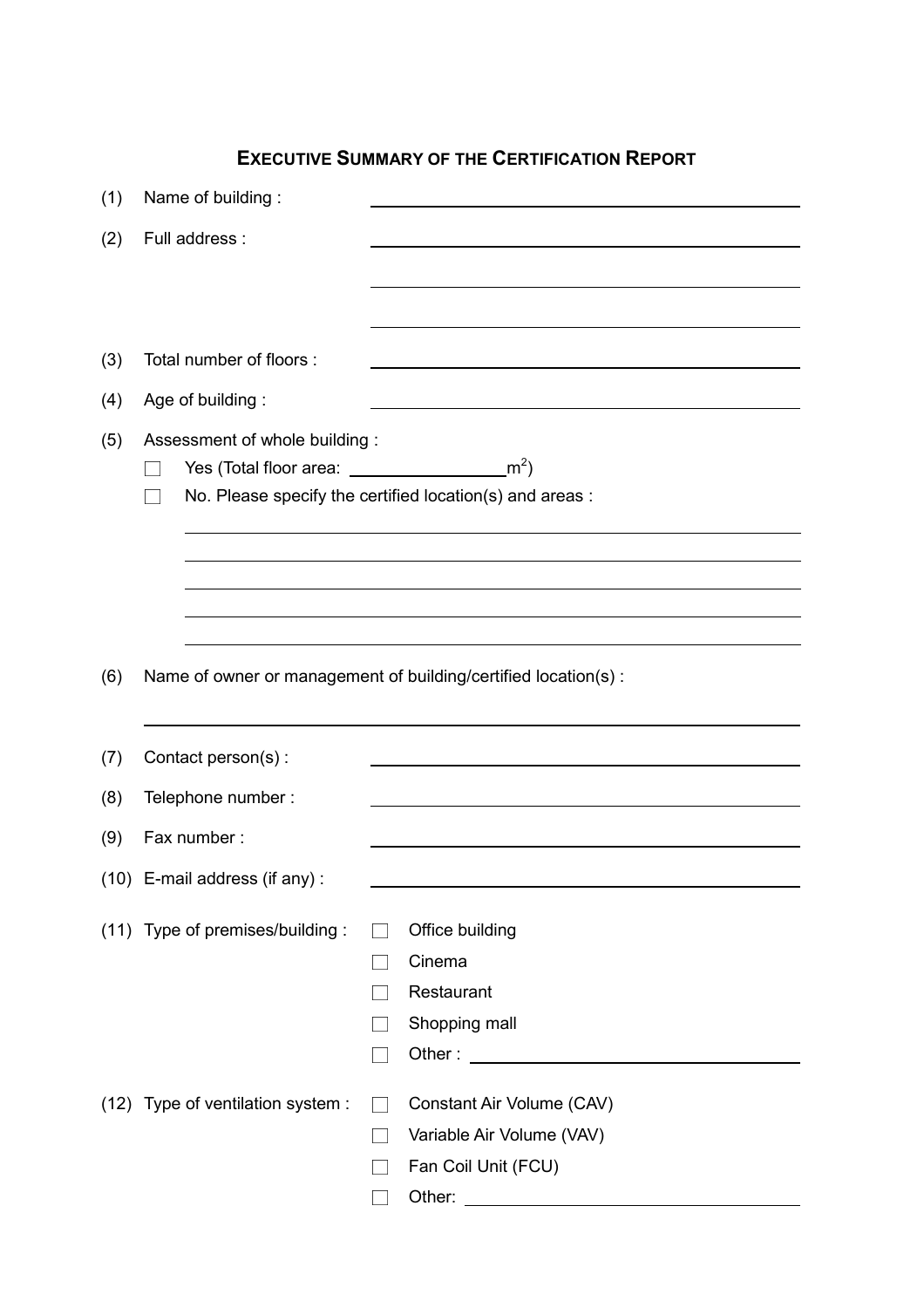# EXECUTIVE SUMMARY OF THE CERTIFICATION REPORT

(1) Name of building : \_\_\_\_\_\_\_\_\_\_\_\_\_\_\_\_\_\_\_\_\_\_\_\_\_\_\_\_\_\_

(2) Full address : \_\_\_\_\_\_\_\_\_\_\_\_\_\_\_\_\_\_\_\_\_\_\_\_\_\_\_\_\_\_

\_\_\_\_\_\_\_\_\_\_\_\_\_\_\_\_\_\_\_\_\_\_\_\_\_\_\_\_\_\_

\_\_\_\_\_\_\_\_\_\_\_\_\_\_\_\_\_\_\_\_\_\_\_\_\_\_\_\_\_\_

(3) Total number of floors : \_\_\_\_\_\_\_\_\_\_\_\_\_\_\_\_\_\_\_\_\_\_\_\_\_\_\_\_\_\_

(4) Age of building : \_\_\_\_\_\_\_\_\_\_\_\_\_\_\_\_\_\_\_\_\_\_\_\_\_\_\_\_\_\_

(5) Assessment of whole building :

- ☐ Yes (Total floor area: \_\_\_\_\_\_\_\_\_\_\_\_\_\_\_\_ $m^2$)
- ☐ No. Please specify the certified location(s) and areas :

\_\_\_\_\_\_\_\_\_\_\_\_\_\_\_\_\_\_\_\_\_\_\_\_\_\_\_\_\_\_\_\_\_\_\_\_\_\_\_\_\_\_\_\_\_\_\_\_

\_\_\_\_\_\_\_\_\_\_\_\_\_\_\_\_\_\_\_\_\_\_\_\_\_\_\_\_\_\_\_\_\_\_\_\_\_\_\_\_\_\_\_\_\_\_\_\_

\_\_\_\_\_\_\_\_\_\_\_\_\_\_\_\_\_\_\_\_\_\_\_\_\_\_\_\_\_\_\_\_\_\_\_\_\_\_\_\_\_\_\_\_\_\_\_\_

\_\_\_\_\_\_\_\_\_\_\_\_\_\_\_\_\_\_\_\_\_\_\_\_\_\_\_\_\_\_\_\_\_\_\_\_\_\_\_\_\_\_\_\_\_\_\_\_

\_\_\_\_\_\_\_\_\_\_\_\_\_\_\_\_\_\_\_\_\_\_\_\_\_\_\_\_\_\_\_\_\_\_\_\_\_\_\_\_\_\_\_\_\_\_\_\_

(6) Name of owner or management of building/certified location(s) :

\_\_\_\_\_\_\_\_\_\_\_\_\_\_\_\_\_\_\_\_\_\_\_\_\_\_\_\_\_\_\_\_\_\_\_\_\_\_\_\_\_\_\_\_\_\_\_\_

(7) Contact person(s) : \_\_\_\_\_\_\_\_\_\_\_\_\_\_\_\_\_\_\_\_\_\_\_\_\_\_\_\_\_\_

(8) Telephone number : \_\_\_\_\_\_\_\_\_\_\_\_\_\_\_\_\_\_\_\_\_\_\_\_\_\_\_\_\_\_

(9) Fax number : \_\_\_\_\_\_\_\_\_\_\_\_\_\_\_\_\_\_\_\_\_\_\_\_\_\_\_\_\_\_

(10) E-mail address (if any) : \_\_\_\_\_\_\_\_\_\_\_\_\_\_\_\_\_\_\_\_\_\_\_\_\_\_\_\_\_\_

(11) Type of premises/building :

- ☐ Office building
- ☐ Cinema
- ☐ Restaurant
- ☐ Shopping mall
- ☐ Other : \_\_\_\_\_\_\_\_\_\_\_\_\_\_\_\_\_\_\_\_\_\_\_\_\_\_\_\_\_\_

(12) Type of ventilation system :

- ☐ Constant Air Volume (CAV)
- ☐ Variable Air Volume (VAV)
- ☐ Fan Coil Unit (FCU)
- ☐ Other: \_\_\_\_\_\_\_\_\_\_\_\_\_\_\_\_\_\_\_\_\_\_\_\_\_\_\_\_\_\_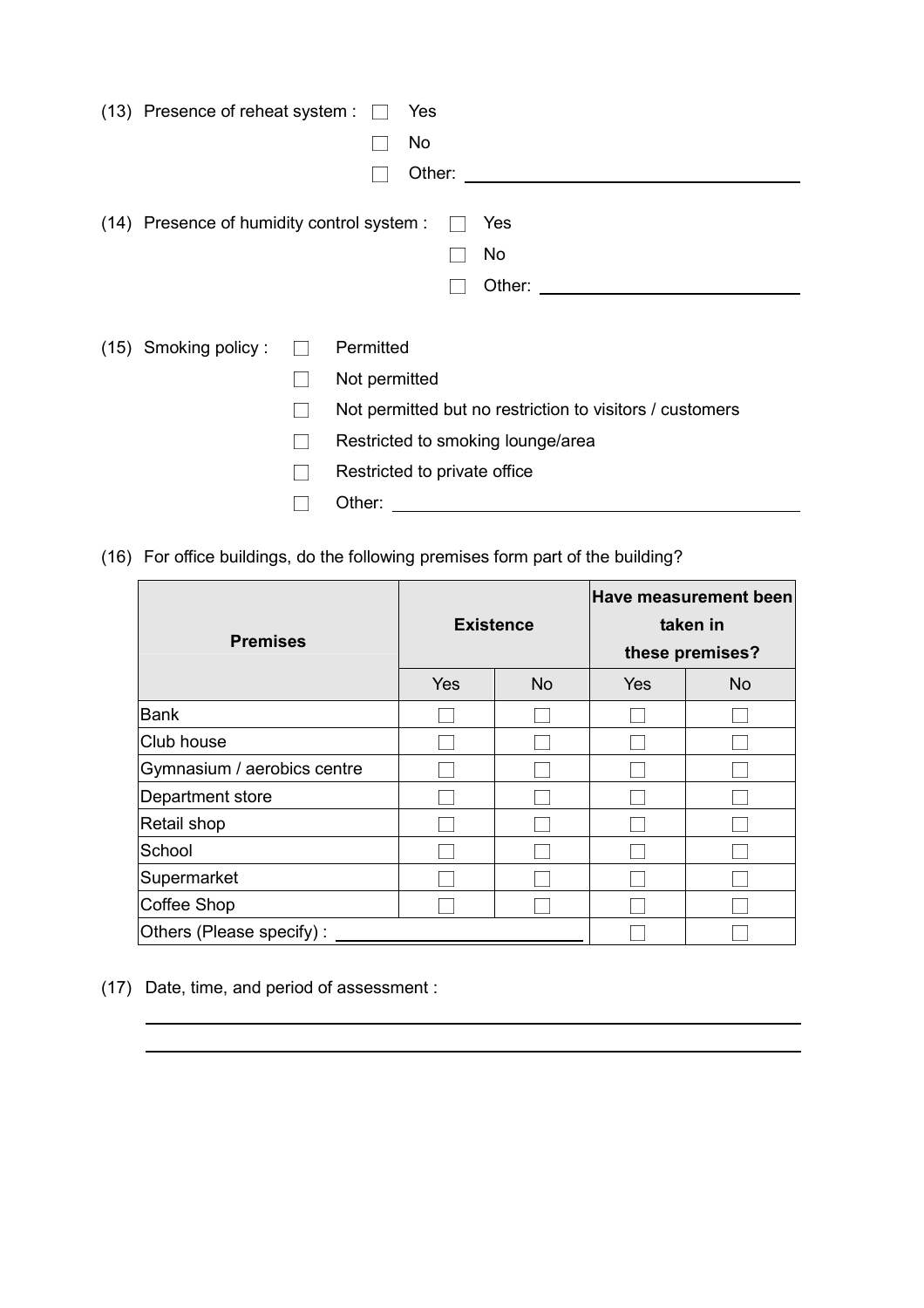(13) Presence of reheat system :

- ☐ Yes
- ☐ No
- ☐ Other: \_\_\_\_\_\_\_\_\_\_\_\_\_\_\_\_\_\_\_\_\_\_\_\_\_\_\_\_\_\_

(14) Presence of humidity control system :

- ☐ Yes
- ☐ No
- ☐ Other: \_\_\_\_\_\_\_\_\_\_\_\_\_\_\_\_\_\_\_\_\_\_\_\_\_\_\_\_\_\_

(15) Smoking policy :

- ☐ Permitted
- ☐ Not permitted
- ☐ Not permitted but no restriction to visitors / customers
- ☐ Restricted to smoking lounge/area
- ☐ Restricted to private office
- ☐ Other: \_\_\_\_\_\_\_\_\_\_\_\_\_\_\_\_\_\_\_\_\_\_\_\_\_\_\_\_\_\_

(16) For office buildings, do the following premises form part of the building?

| **Premises** | **Existence** | | **Have measurement been taken in these premises?** | |
|---|---|---|---|---|
| | Yes | No | Yes | No |
| Bank | ☐ | ☐ | ☐ | ☐ |
| Club house | ☐ | ☐ | ☐ | ☐ |
| Gymnasium / aerobics centre | ☐ | ☐ | ☐ | ☐ |
| Department store | ☐ | ☐ | ☐ | ☐ |
| Retail shop | ☐ | ☐ | ☐ | ☐ |
| School | ☐ | ☐ | ☐ | ☐ |
| Supermarket | ☐ | ☐ | ☐ | ☐ |
| Coffee Shop | ☐ | ☐ | ☐ | ☐ |
| Others (Please specify) : \_\_\_\_\_\_\_\_\_\_\_\_\_\_\_\_\_\_\_\_ | | | ☐ | ☐ |

(17) Date, time, and period of assessment :

\_\_\_\_\_\_\_\_\_\_\_\_\_\_\_\_\_\_\_\_\_\_\_\_\_\_\_\_\_\_\_\_\_\_\_\_\_\_\_\_\_\_\_\_\_\_\_\_\_\_\_\_\_\_\_\_

\_\_\_\_\_\_\_\_\_\_\_\_\_\_\_\_\_\_\_\_\_\_\_\_\_\_\_\_\_\_\_\_\_\_\_\_\_\_\_\_\_\_\_\_\_\_\_\_\_\_\_\_\_\_\_\_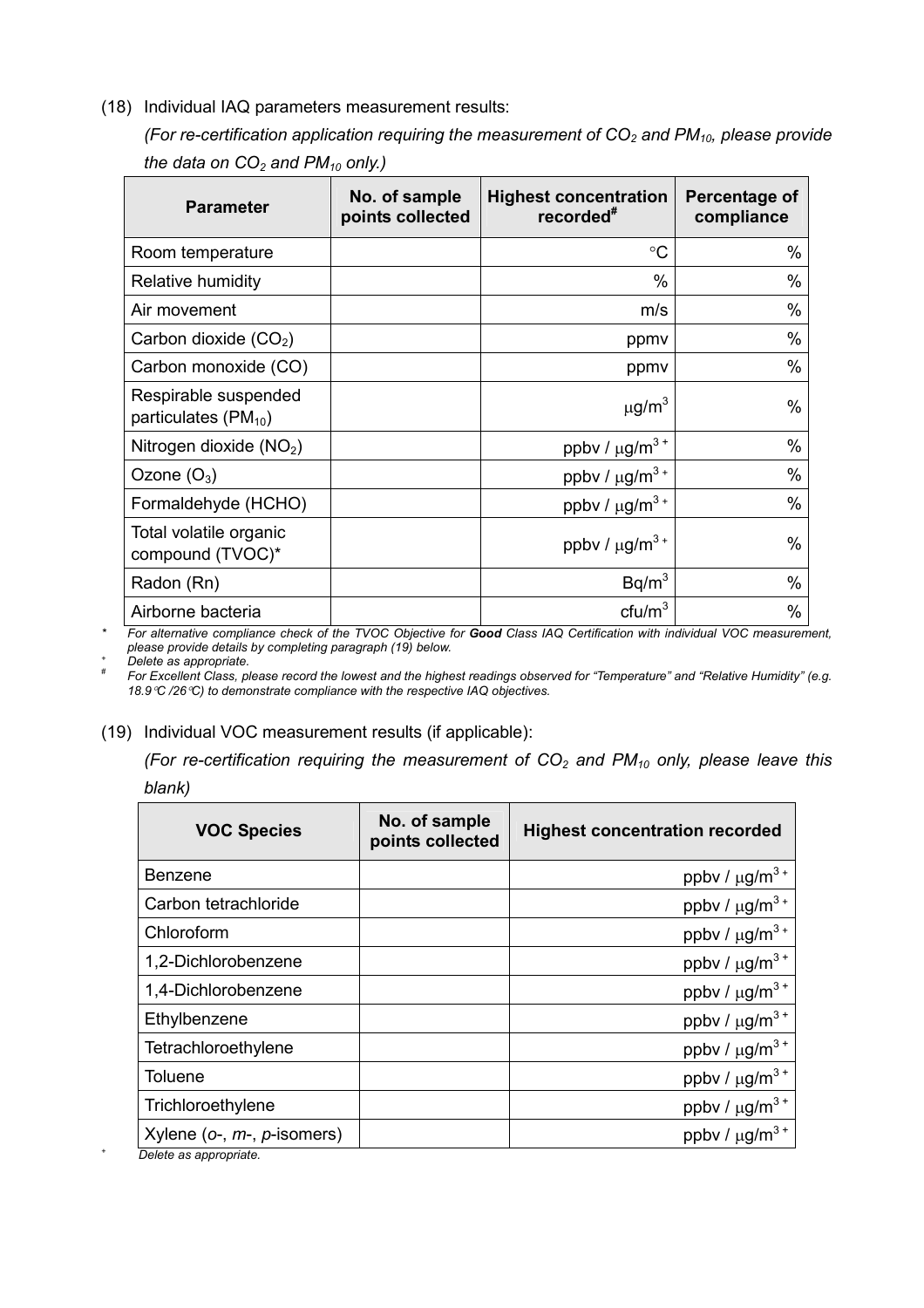(18) Individual IAQ parameters measurement results:

*(For re-certification application requiring the measurement of $CO_2$ and $PM_{10}$, please provide the data on $CO_2$ and $PM_{10}$ only.)*

| Parameter | No. of sample points collected | Highest concentration recorded[#] | Percentage of compliance |
|---|---|---|---|
| Room temperature | | °C | % |
| Relative humidity | | % | % |
| Air movement | | m/s | % |
| Carbon dioxide ($CO_2$) | | ppmv | % |
| Carbon monoxide (CO) | | ppmv | % |
| Respirable suspended particulates ($PM_{10}$) | | $\mu g/m^3$ | % |
| Nitrogen dioxide ($NO_2$) | | ppbv / $\mu g/m^3$ [+] | % |
| Ozone ($O_3$) | | ppbv / $\mu g/m^3$ [+] | % |
| Formaldehyde (HCHO) | | ppbv / $\mu g/m^3$ [+] | % |
| Total volatile organic compound (TVOC)* | | ppbv / $\mu g/m^3$ [+] | % |
| Radon (Rn) | | $Bq/m^3$ | % |
| Airborne bacteria | | $cfu/m^3$ | % |

\* *For alternative compliance check of the TVOC Objective for **Good** Class IAQ Certification with individual VOC measurement, please provide details by completing paragraph (19) below.*

[+] *Delete as appropriate.*

[#] *For Excellent Class, please record the lowest and the highest readings observed for "Temperature" and "Relative Humidity" (e.g. 18.9℃ /26℃) to demonstrate compliance with the respective IAQ objectives.*

(19) Individual VOC measurement results (if applicable):

*(For re-certification requiring the measurement of $CO_2$ and $PM_{10}$ only, please leave this blank)*

| VOC Species | No. of sample points collected | Highest concentration recorded |
|---|---|---|
| Benzene | | ppbv / $\mu g/m^3$ [+] |
| Carbon tetrachloride | | ppbv / $\mu g/m^3$ [+] |
| Chloroform | | ppbv / $\mu g/m^3$ [+] |
| 1,2-Dichlorobenzene | | ppbv / $\mu g/m^3$ [+] |
| 1,4-Dichlorobenzene | | ppbv / $\mu g/m^3$ [+] |
| Ethylbenzene | | ppbv / $\mu g/m^3$ [+] |
| Tetrachloroethylene | | ppbv / $\mu g/m^3$ [+] |
| Toluene | | ppbv / $\mu g/m^3$ [+] |
| Trichloroethylene | | ppbv / $\mu g/m^3$ [+] |
| Xylene (*o*-, *m*-, *p*-isomers) | | ppbv / $\mu g/m^3$ [+] |

[+] *Delete as appropriate.*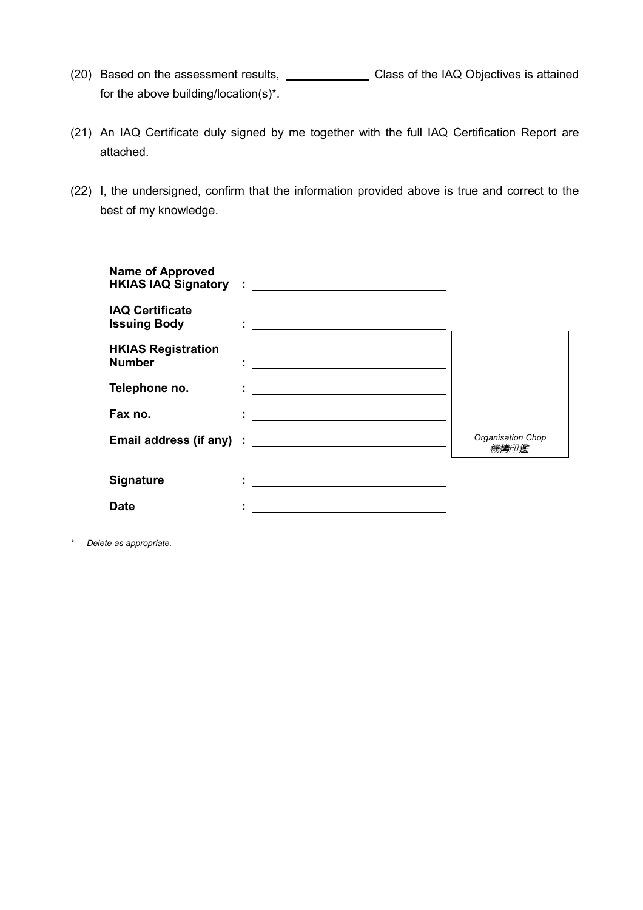(20) Based on the assessment results, ____________ Class of the IAQ Objectives is attained for the above building/location(s)*.

(21) An IAQ Certificate duly signed by me together with the full IAQ Certification Report are attached.

(22) I, the undersigned, confirm that the information provided above is true and correct to the best of my knowledge.

**Name of Approved HKIAS IAQ Signatory** : ____________________________

**IAQ Certificate Issuing Body** : ____________________________

**HKIAS Registration Number** : ____________________________

**Telephone no.** : ____________________________

**Fax no.** : ____________________________

**Email address (if any)** : ____________________________

*Organisation Chop*
*機構印鑑*

**Signature** : ____________________________

**Date** : ____________________________

\* *Delete as appropriate.*